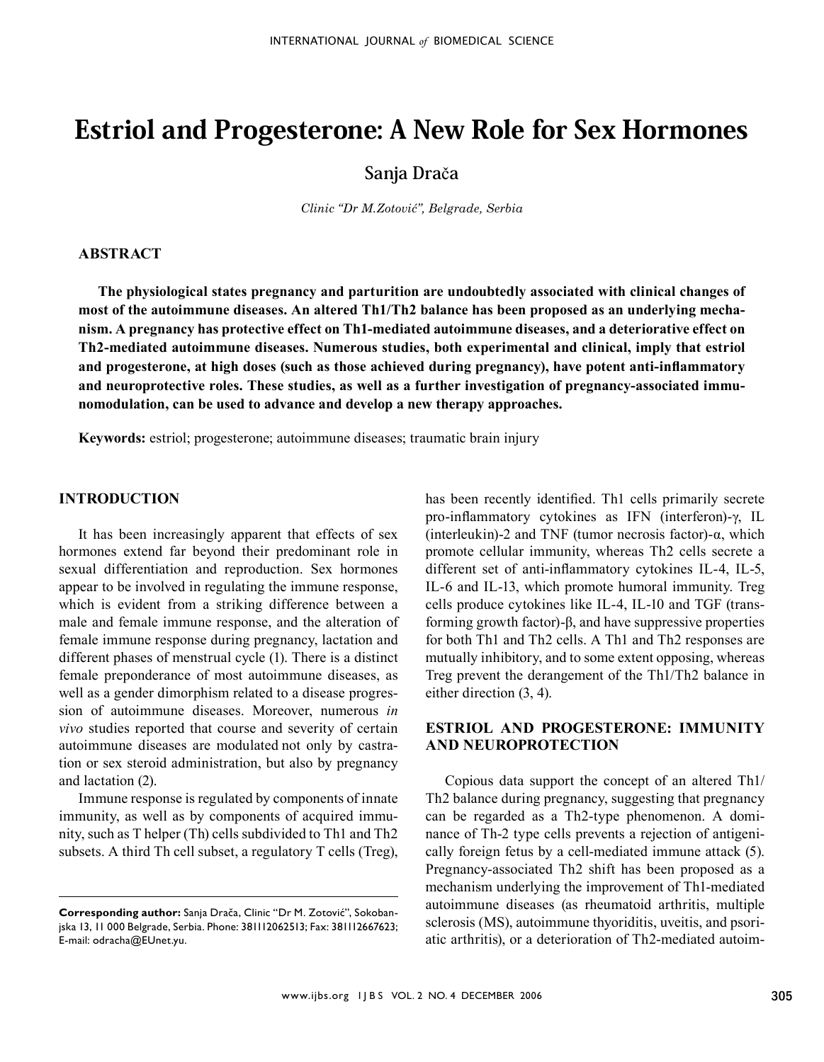# Estriol and Progesterone: A New Role for Sex Hormones

Sanja Drača

*Clinic "Dr M.Zotović", Belgrade, Serbia*

## ABSTRACT

**The physiological states pregnancy and parturition are undoubtedly associated with clinical changes of most of the autoimmune diseases. An altered Th1/Th2 balance has been proposed as an underlying mechanism. A pregnancy has protective effect on Th1-mediated autoimmune diseases, and a deteriorative effect on Th2-mediated autoimmune diseases. Numerous studies, both experimental and clinical, imply that estriol and progesterone, at high doses (such as those achieved during pregnancy), have potent anti-inflammatory and neuroprotective roles. These studies, as well as a further investigation of pregnancy-associated immunomodulation, can be used to advance and develop a new therapy approaches.**

**Keywords:** estriol; progesterone; autoimmune diseases; traumatic brain injury

## INTRODUCTION

It has been increasingly apparent that effects of sex hormones extend far beyond their predominant role in sexual differentiation and reproduction. Sex hormones appear to be involved in regulating the immune response, which is evident from a striking difference between a male and female immune response, and the alteration of female immune response during pregnancy, lactation and different phases of menstrual cycle (1). There is a distinct female preponderance of most autoimmune diseases, as well as a gender dimorphism related to a disease progression of autoimmune diseases. Moreover, numerous *in vivo* studies reported that course and severity of certain autoimmune diseases are modulated not only by castration or sex steroid administration, but also by pregnancy and lactation (2).

Immune response is regulated by components of innate immunity, as well as by components of acquired immunity, such as T helper (Th) cells subdivided to Th1 and Th2 subsets. A third Th cell subset, a regulatory T cells (Treg), has been recently identified. Th1 cells primarily secrete pro-inflammatory cytokines as IFN (interferon)-γ, IL (interleukin)-2 and TNF (tumor necrosis factor)-α, which promote cellular immunity, whereas Th2 cells secrete a different set of anti-inflammatory cytokines IL-4, IL-5, IL-6 and IL-13, which promote humoral immunity. Treg cells produce cytokines like IL-4, IL-10 and TGF (transforming growth factor)-β, and have suppressive properties for both Th1 and Th2 cells. A Th1 and Th2 responses are mutually inhibitory, and to some extent opposing, whereas Treg prevent the derangement of the Th1/Th2 balance in either direction (3, 4).

## ESTRIOL AND PROGESTERONE: IMMUNITY AND NEUROPROTECTION

Copious data support the concept of an altered Th1/Th2 balance during pregnancy, suggesting that pregnancy can be regarded as a Th2-type phenomenon. A dominance of Th-2 type cells prevents a rejection of antigenically foreign fetus by a cell-mediated immune attack (5). Pregnancy-associated Th2 shift has been proposed as a mechanism underlying the improvement of Th1-mediated autoimmune diseases (as rheumatoid arthritis, multiple sclerosis (MS), autoimmune thyoriditis, uveitis, and psoriatic arthritis), or a deterioration of Th2-mediated autoim-

**Corresponding author:** Sanja Drača, Clinic "Dr M. Zotović", Sokobanjska 13, 11 000 Belgrade, Serbia. Phone: 381112062513; Fax: 381112667623; E-mail: odracha@EUnet.yu.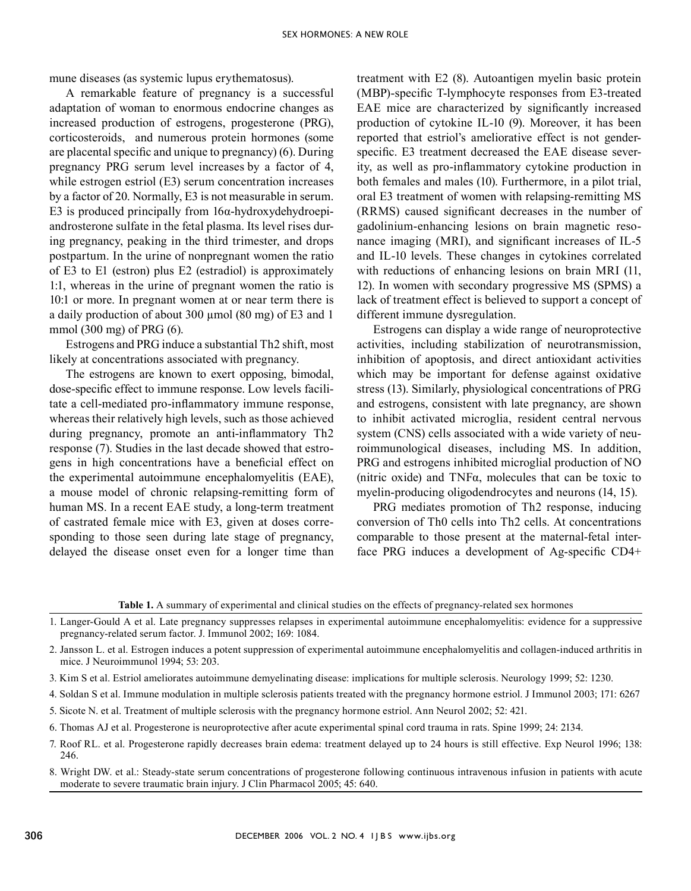mune diseases (as systemic lupus erythematosus).

A remarkable feature of pregnancy is a successful adaptation of woman to enormous endocrine changes as increased production of estrogens, progesterone (PRG), corticosteroids, and numerous protein hormones (some are placental specific and unique to pregnancy) (6). During pregnancy PRG serum level increases by a factor of 4, while estrogen estriol (E3) serum concentration increases by a factor of 20. Normally, E3 is not measurable in serum. E3 is produced principally from 16α-hydroxydehydroepiandrosterone sulfate in the fetal plasma. Its level rises during pregnancy, peaking in the third trimester, and drops postpartum. In the urine of nonpregnant women the ratio of E3 to E1 (estron) plus E2 (estradiol) is approximately 1:1, whereas in the urine of pregnant women the ratio is 10:1 or more. In pregnant women at or near term there is a daily production of about 300 μmol (80 mg) of E3 and 1 mmol (300 mg) of PRG (6).

Estrogens and PRG induce a substantial Th2 shift, most likely at concentrations associated with pregnancy.

The estrogens are known to exert opposing, bimodal, dose-specific effect to immune response. Low levels facilitate a cell-mediated pro-inflammatory immune response, whereas their relatively high levels, such as those achieved during pregnancy, promote an anti-inflammatory Th2 response (7). Studies in the last decade showed that estrogens in high concentrations have a beneficial effect on the experimental autoimmune encephalomyelitis (EAE), a mouse model of chronic relapsing-remitting form of human MS. In a recent EAE study, a long-term treatment of castrated female mice with E3, given at doses corresponding to those seen during late stage of pregnancy, delayed the disease onset even for a longer time than treatment with E2 (8). Autoantigen myelin basic protein (MBP)-specific T-lymphocyte responses from E3-treated EAE mice are characterized by significantly increased production of cytokine IL-10 (9). Moreover, it has been reported that estriol's ameliorative effect is not gender-specific. E3 treatment decreased the EAE disease severity, as well as pro-inflammatory cytokine production in both females and males (10). Furthermore, in a pilot trial, oral E3 treatment of women with relapsing-remitting MS (RRMS) caused significant decreases in the number of gadolinium-enhancing lesions on brain magnetic resonance imaging (MRI), and significant increases of IL-5 and IL-10 levels. These changes in cytokines correlated with reductions of enhancing lesions on brain MRI (11, 12). In women with secondary progressive MS (SPMS) a lack of treatment effect is believed to support a concept of different immune dysregulation.

Estrogens can display a wide range of neuroprotective activities, including stabilization of neurotransmission, inhibition of apoptosis, and direct antioxidant activities which may be important for defense against oxidative stress (13). Similarly, physiological concentrations of PRG and estrogens, consistent with late pregnancy, are shown to inhibit activated microglia, resident central nervous system (CNS) cells associated with a wide variety of neuroimmunological diseases, including MS. In addition, PRG and estrogens inhibited microglial production of NO (nitric oxide) and TNFα, molecules that can be toxic to myelin-producing oligodendrocytes and neurons (14, 15).

PRG mediates promotion of Th2 response, inducing conversion of Th0 cells into Th2 cells. At concentrations comparable to those present at the maternal-fetal interface PRG induces a development of Ag-specific CD4+

**Table 1.** A summary of experimental and clinical studies on the effects of pregnancy-related sex hormones

1. Langer-Gould A et al. Late pregnancy suppresses relapses in experimental autoimmune encephalomyelitis: evidence for a suppressive pregnancy-related serum factor. J. Immunol 2002; 169: 1084.
2. Jansson L. et al. Estrogen induces a potent suppression of experimental autoimmune encephalomyelitis and collagen-induced arthritis in mice. J Neuroimmunol 1994; 53: 203.
3. Kim S et al. Estriol ameliorates autoimmune demyelinating disease: implications for multiple sclerosis. Neurology 1999; 52: 1230.
4. Soldan S et al. Immune modulation in multiple sclerosis patients treated with the pregnancy hormone estriol. J Immunol 2003; 171: 6267
5. Sicote N. et al. Treatment of multiple sclerosis with the pregnancy hormone estriol. Ann Neurol 2002; 52: 421.
6. Thomas AJ et al. Progesterone is neuroprotective after acute experimental spinal cord trauma in rats. Spine 1999; 24: 2134.
7. Roof RL. et al. Progesterone rapidly decreases brain edema: treatment delayed up to 24 hours is still effective. Exp Neurol 1996; 138: 246.
8. Wright DW. et al.: Steady-state serum concentrations of progesterone following continuous intravenous infusion in patients with acute moderate to severe traumatic brain injury. J Clin Pharmacol 2005; 45: 640.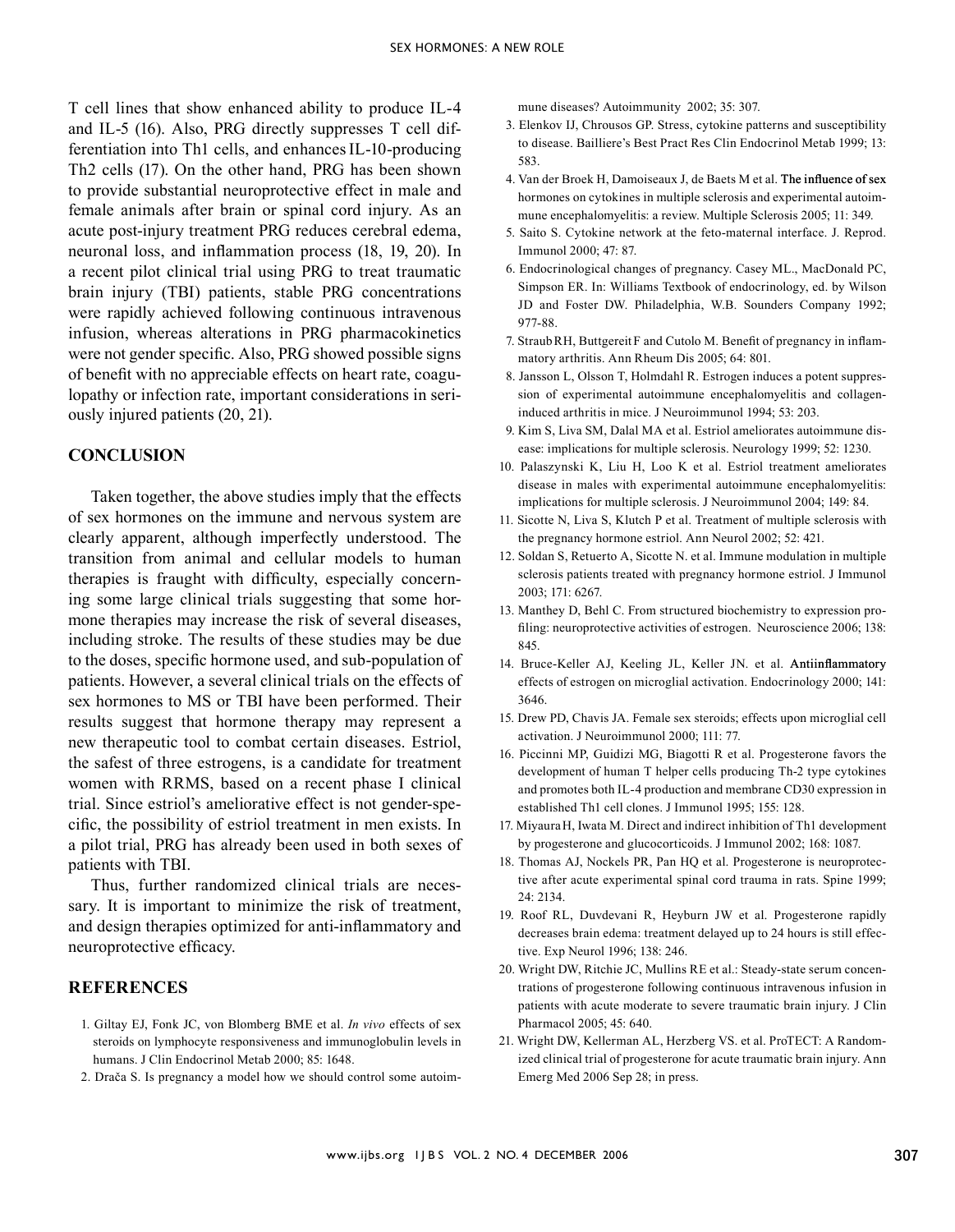T cell lines that show enhanced ability to produce IL-4 and IL-5 (16). Also, PRG directly suppresses T cell differentiation into Th1 cells, and enhances IL-10-producing Th2 cells (17). On the other hand, PRG has been shown to provide substantial neuroprotective effect in male and female animals after brain or spinal cord injury. As an acute post-injury treatment PRG reduces cerebral edema, neuronal loss, and inflammation process (18, 19, 20). In a recent pilot clinical trial using PRG to treat traumatic brain injury (TBI) patients, stable PRG concentrations were rapidly achieved following continuous intravenous infusion, whereas alterations in PRG pharmacokinetics were not gender specific. Also, PRG showed possible signs of benefit with no appreciable effects on heart rate, coagulopathy or infection rate, important considerations in seriously injured patients (20, 21).

## CONCLUSION

Taken together, the above studies imply that the effects of sex hormones on the immune and nervous system are clearly apparent, although imperfectly understood. The transition from animal and cellular models to human therapies is fraught with difficulty, especially concerning some large clinical trials suggesting that some hormone therapies may increase the risk of several diseases, including stroke. The results of these studies may be due to the doses, specific hormone used, and sub-population of patients. However, a several clinical trials on the effects of sex hormones to MS or TBI have been performed. Their results suggest that hormone therapy may represent a new therapeutic tool to combat certain diseases. Estriol, the safest of three estrogens, is a candidate for treatment women with RRMS, based on a recent phase I clinical trial. Since estriol's ameliorative effect is not gender-specific, the possibility of estriol treatment in men exists. In a pilot trial, PRG has already been used in both sexes of patients with TBI.

Thus, further randomized clinical trials are necessary. It is important to minimize the risk of treatment, and design therapies optimized for anti-inflammatory and neuroprotective efficacy.

## REFERENCES

1. Giltay EJ, Fonk JC, von Blomberg BME et al. *In vivo* effects of sex steroids on lymphocyte responsiveness and immunoglobulin levels in humans. J Clin Endocrinol Metab 2000; 85: 1648.
2. Drača S. Is pregnancy a model how we should control some autoimmune diseases? Autoimmunity 2002; 35: 307.
3. Elenkov IJ, Chrousos GP. Stress, cytokine patterns and susceptibility to disease. Bailliere's Best Pract Res Clin Endocrinol Metab 1999; 13: 583.
4. Van der Broek H, Damoiseaux J, de Baets M et al. The influence of sex hormones on cytokines in multiple sclerosis and experimental autoimmune encephalomyelitis: a review. Multiple Sclerosis 2005; 11: 349.
5. Saito S. Cytokine network at the feto-maternal interface. J. Reprod. Immunol 2000; 47: 87.
6. Endocrinological changes of pregnancy. Casey ML., MacDonald PC, Simpson ER. In: Williams Textbook of endocrinology, ed. by Wilson JD and Foster DW. Philadelphia, W.B. Sounders Company 1992; 977-88.
7. Straub RH, Buttgereit F and Cutolo M. Benefit of pregnancy in inflammatory arthritis. Ann Rheum Dis 2005; 64: 801.
8. Jansson L, Olsson T, Holmdahl R. Estrogen induces a potent suppression of experimental autoimmune encephalomyelitis and collagen-induced arthritis in mice. J Neuroimmunol 1994; 53: 203.
9. Kim S, Liva SM, Dalal MA et al. Estriol ameliorates autoimmune disease: implications for multiple sclerosis. Neurology 1999; 52: 1230.
10. Palaszynski K, Liu H, Loo K et al. Estriol treatment ameliorates disease in males with experimental autoimmune encephalomyelitis: implications for multiple sclerosis. J Neuroimmunol 2004; 149: 84.
11. Sicotte N, Liva S, Klutch P et al. Treatment of multiple sclerosis with the pregnancy hormone estriol. Ann Neurol 2002; 52: 421.
12. Soldan S, Retuerto A, Sicotte N. et al. Immune modulation in multiple sclerosis patients treated with pregnancy hormone estriol. J Immunol 2003; 171: 6267.
13. Manthey D, Behl C. From structured biochemistry to expression profiling: neuroprotective activities of estrogen. Neuroscience 2006; 138: 845.
14. Bruce-Keller AJ, Keeling JL, Keller JN. et al. Antiinflammatory effects of estrogen on microglial activation. Endocrinology 2000; 141: 3646.
15. Drew PD, Chavis JA. Female sex steroids; effects upon microglial cell activation. J Neuroimmunol 2000; 111: 77.
16. Piccinni MP, Guidizi MG, Biagotti R et al. Progesterone favors the development of human T helper cells producing Th-2 type cytokines and promotes both IL-4 production and membrane CD30 expression in established Th1 cell clones. J Immunol 1995; 155: 128.
17. Miyaura H, Iwata M. Direct and indirect inhibition of Th1 development by progesterone and glucocorticoids. J Immunol 2002; 168: 1087.
18. Thomas AJ, Nockels PR, Pan HQ et al. Progesterone is neuroprotective after acute experimental spinal cord trauma in rats. Spine 1999; 24: 2134.
19. Roof RL, Duvdevani R, Heyburn JW et al. Progesterone rapidly decreases brain edema: treatment delayed up to 24 hours is still effective. Exp Neurol 1996; 138: 246.
20. Wright DW, Ritchie JC, Mullins RE et al.: Steady-state serum concentrations of progesterone following continuous intravenous infusion in patients with acute moderate to severe traumatic brain injury. J Clin Pharmacol 2005; 45: 640.
21. Wright DW, Kellerman AL, Herzberg VS. et al. ProTECT: A Randomized clinical trial of progesterone for acute traumatic brain injury. Ann Emerg Med 2006 Sep 28; in press.